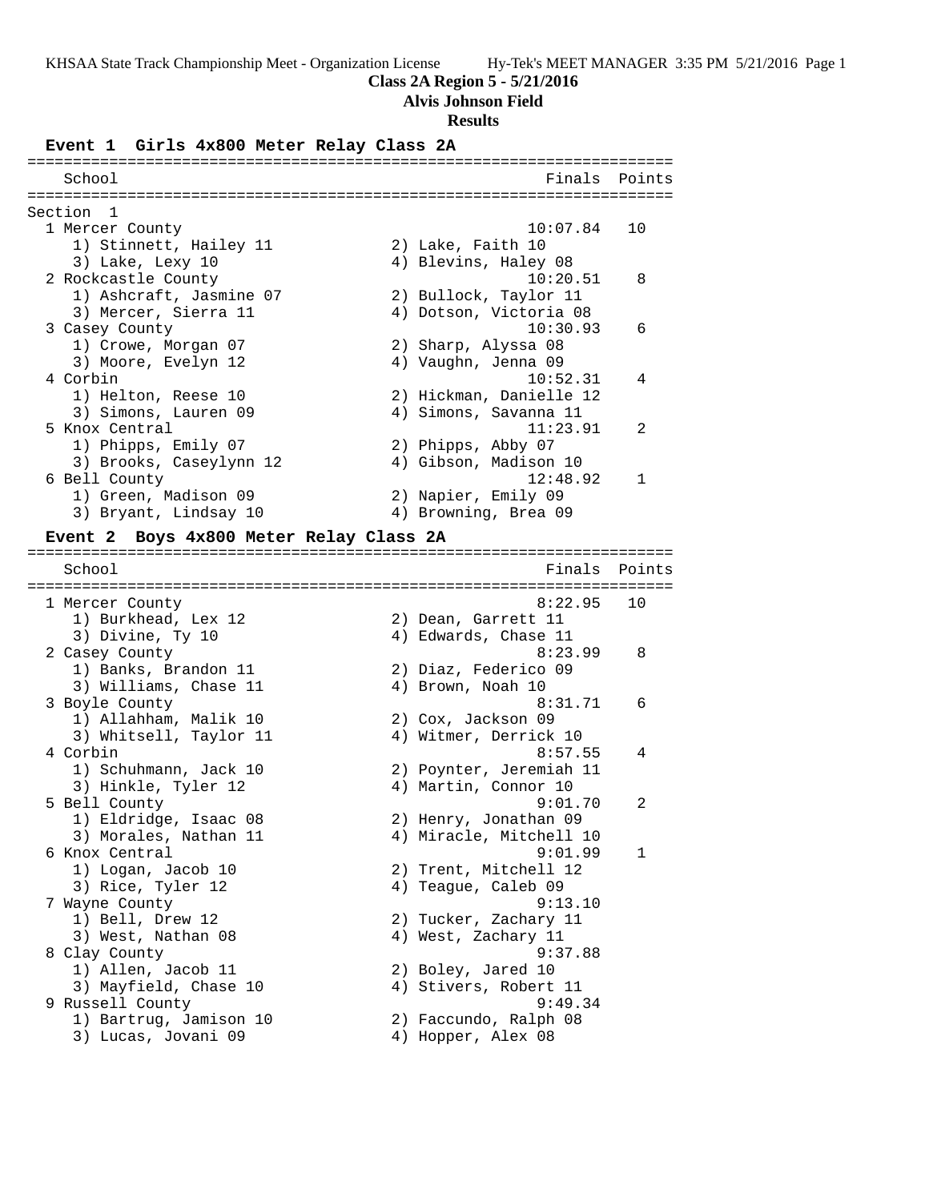**Class 2A Region 5 - 5/21/2016**

**Alvis Johnson Field**

**Results**

### Event 1 Girls 4x800 Meter Relay Class 2A

Section 1

| Place | School | Finals | Points |
|---|---|---|---|
| 1 | Mercer County | 10:07.84 | 10 |
| | 1) Stinnett, Hailey 11; 2) Lake, Faith 10; 3) Lake, Lexy 10; 4) Blevins, Haley 08 | | |
| 2 | Rockcastle County | 10:20.51 | 8 |
| | 1) Ashcraft, Jasmine 07; 2) Bullock, Taylor 11; 3) Mercer, Sierra 11; 4) Dotson, Victoria 08 | | |
| 3 | Casey County | 10:30.93 | 6 |
| | 1) Crowe, Morgan 07; 2) Sharp, Alyssa 08; 3) Moore, Evelyn 12; 4) Vaughn, Jenna 09 | | |
| 4 | Corbin | 10:52.31 | 4 |
| | 1) Helton, Reese 10; 2) Hickman, Danielle 12; 3) Simons, Lauren 09; 4) Simons, Savanna 11 | | |
| 5 | Knox Central | 11:23.91 | 2 |
| | 1) Phipps, Emily 07; 2) Phipps, Abby 07; 3) Brooks, Caseylynn 12; 4) Gibson, Madison 10 | | |
| 6 | Bell County | 12:48.92 | 1 |
| | 1) Green, Madison 09; 2) Napier, Emily 09; 3) Bryant, Lindsay 10; 4) Browning, Brea 09 | | |

### Event 2 Boys 4x800 Meter Relay Class 2A

| Place | School | Finals | Points |
|---|---|---|---|
| 1 | Mercer County | 8:22.95 | 10 |
| | 1) Burkhead, Lex 12; 2) Dean, Garrett 11; 3) Divine, Ty 10; 4) Edwards, Chase 11 | | |
| 2 | Casey County | 8:23.99 | 8 |
| | 1) Banks, Brandon 11; 2) Diaz, Federico 09; 3) Williams, Chase 11; 4) Brown, Noah 10 | | |
| 3 | Boyle County | 8:31.71 | 6 |
| | 1) Allahham, Malik 10; 2) Cox, Jackson 09; 3) Whitsell, Taylor 11; 4) Witmer, Derrick 10 | | |
| 4 | Corbin | 8:57.55 | 4 |
| | 1) Schuhmann, Jack 10; 2) Poynter, Jeremiah 11; 3) Hinkle, Tyler 12; 4) Martin, Connor 10 | | |
| 5 | Bell County | 9:01.70 | 2 |
| | 1) Eldridge, Isaac 08; 2) Henry, Jonathan 09; 3) Morales, Nathan 11; 4) Miracle, Mitchell 10 | | |
| 6 | Knox Central | 9:01.99 | 1 |
| | 1) Logan, Jacob 10; 2) Trent, Mitchell 12; 3) Rice, Tyler 12; 4) Teague, Caleb 09 | | |
| 7 | Wayne County | 9:13.10 | |
| | 1) Bell, Drew 12; 2) Tucker, Zachary 11; 3) West, Nathan 08; 4) West, Zachary 11 | | |
| 8 | Clay County | 9:37.88 | |
| | 1) Allen, Jacob 11; 2) Boley, Jared 10; 3) Mayfield, Chase 10; 4) Stivers, Robert 11 | | |
| 9 | Russell County | 9:49.34 | |
| | 1) Bartrug, Jamison 10; 2) Faccundo, Ralph 08; 3) Lucas, Jovani 09; 4) Hopper, Alex 08 | | |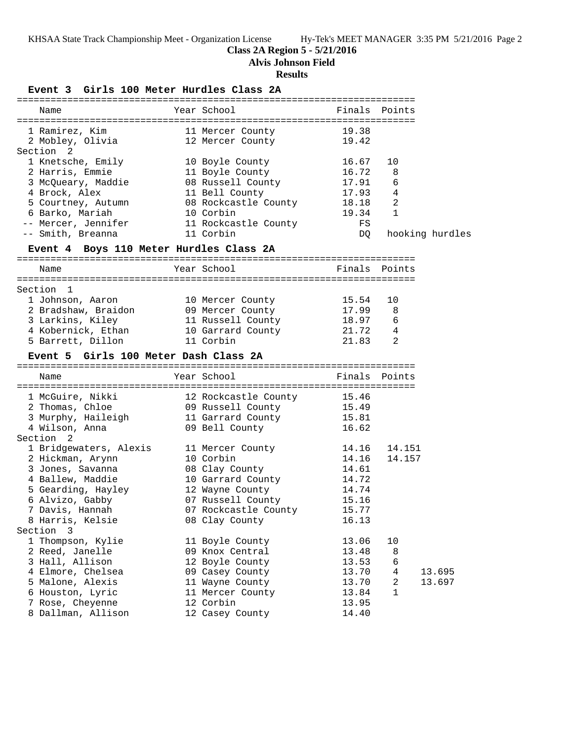**Class 2A Region 5 - 5/21/2016**

**Alvis Johnson Field**

**Results**

## Event 3 Girls 100 Meter Hurdles Class 2A

| Name | Year | School | Finals | Points |
|---|---|---|---|---|
| 1 Ramirez, Kim | 11 | Mercer County | 19.38 | |
| 2 Mobley, Olivia | 12 | Mercer County | 19.42 | |
| **Section 2** | | | | |
| 1 Knetsche, Emily | 10 | Boyle County | 16.67 | 10 |
| 2 Harris, Emmie | 11 | Boyle County | 16.72 | 8 |
| 3 McQueary, Maddie | 08 | Russell County | 17.91 | 6 |
| 4 Brock, Alex | 11 | Bell County | 17.93 | 4 |
| 5 Courtney, Autumn | 08 | Rockcastle County | 18.18 | 2 |
| 6 Barko, Mariah | 10 | Corbin | 19.34 | 1 |
| -- Mercer, Jennifer | 11 | Rockcastle County | FS | |
| -- Smith, Breanna | 11 | Corbin | DQ | hooking hurdles |

## Event 4 Boys 110 Meter Hurdles Class 2A

| Name | Year | School | Finals | Points |
|---|---|---|---|---|
| **Section 1** | | | | |
| 1 Johnson, Aaron | 10 | Mercer County | 15.54 | 10 |
| 2 Bradshaw, Braidon | 09 | Mercer County | 17.99 | 8 |
| 3 Larkins, Kiley | 11 | Russell County | 18.97 | 6 |
| 4 Kobernick, Ethan | 10 | Garrard County | 21.72 | 4 |
| 5 Barrett, Dillon | 11 | Corbin | 21.83 | 2 |

## Event 5 Girls 100 Meter Dash Class 2A

| Name | Year | School | Finals | Points | |
|---|---|---|---|---|---|
| 1 McGuire, Nikki | 12 | Rockcastle County | 15.46 | | |
| 2 Thomas, Chloe | 09 | Russell County | 15.49 | | |
| 3 Murphy, Haileigh | 11 | Garrard County | 15.81 | | |
| 4 Wilson, Anna | 09 | Bell County | 16.62 | | |
| **Section 2** | | | | | |
| 1 Bridgewaters, Alexis | 11 | Mercer County | 14.16 | 14.151 | |
| 2 Hickman, Arynn | 10 | Corbin | 14.16 | 14.157 | |
| 3 Jones, Savanna | 08 | Clay County | 14.61 | | |
| 4 Ballew, Maddie | 10 | Garrard County | 14.72 | | |
| 5 Gearding, Hayley | 12 | Wayne County | 14.74 | | |
| 6 Alvizo, Gabby | 07 | Russell County | 15.16 | | |
| 7 Davis, Hannah | 07 | Rockcastle County | 15.77 | | |
| 8 Harris, Kelsie | 08 | Clay County | 16.13 | | |
| **Section 3** | | | | | |
| 1 Thompson, Kylie | 11 | Boyle County | 13.06 | 10 | |
| 2 Reed, Janelle | 09 | Knox Central | 13.48 | 8 | |
| 3 Hall, Allison | 12 | Boyle County | 13.53 | 6 | |
| 4 Elmore, Chelsea | 09 | Casey County | 13.70 | 4 | 13.695 |
| 5 Malone, Alexis | 11 | Wayne County | 13.70 | 2 | 13.697 |
| 6 Houston, Lyric | 11 | Mercer County | 13.84 | 1 | |
| 7 Rose, Cheyenne | 12 | Corbin | 13.95 | | |
| 8 Dallman, Allison | 12 | Casey County | 14.40 | | |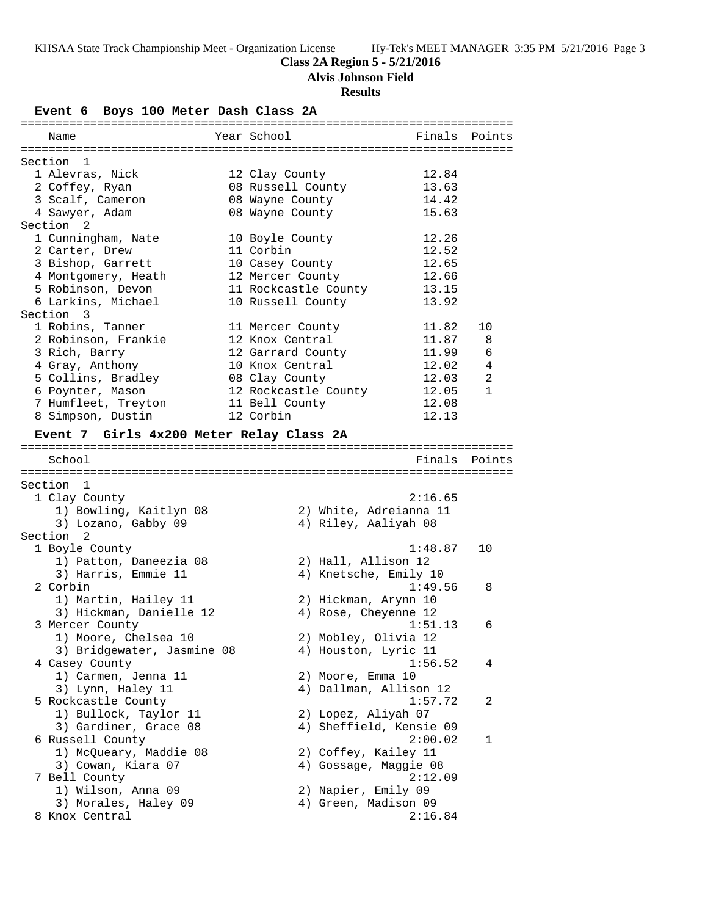**Class 2A Region 5 - 5/21/2016**

**Alvis Johnson Field**

**Results**

### Event 6 Boys 100 Meter Dash Class 2A

| Name | Year | School | Finals | Points |
|---|---|---|---|---|
| **Section 1** | | | | |
| 1 Alevras, Nick | 12 | Clay County | 12.84 | |
| 2 Coffey, Ryan | 08 | Russell County | 13.63 | |
| 3 Scalf, Cameron | 08 | Wayne County | 14.42 | |
| 4 Sawyer, Adam | 08 | Wayne County | 15.63 | |
| **Section 2** | | | | |
| 1 Cunningham, Nate | 10 | Boyle County | 12.26 | |
| 2 Carter, Drew | 11 | Corbin | 12.52 | |
| 3 Bishop, Garrett | 10 | Casey County | 12.65 | |
| 4 Montgomery, Heath | 12 | Mercer County | 12.66 | |
| 5 Robinson, Devon | 11 | Rockcastle County | 13.15 | |
| 6 Larkins, Michael | 10 | Russell County | 13.92 | |
| **Section 3** | | | | |
| 1 Robins, Tanner | 11 | Mercer County | 11.82 | 10 |
| 2 Robinson, Frankie | 12 | Knox Central | 11.87 | 8 |
| 3 Rich, Barry | 12 | Garrard County | 11.99 | 6 |
| 4 Gray, Anthony | 10 | Knox Central | 12.02 | 4 |
| 5 Collins, Bradley | 08 | Clay County | 12.03 | 2 |
| 6 Poynter, Mason | 12 | Rockcastle County | 12.05 | 1 |
| 7 Humfleet, Treyton | 11 | Bell County | 12.08 | |
| 8 Simpson, Dustin | 12 | Corbin | 12.13 | |

### Event 7 Girls 4x200 Meter Relay Class 2A

| School | Runners | Finals | Points |
|---|---|---|---|
| **Section 1** | | | |
| 1 Clay County | 1) Bowling, Kaitlyn 08; 2) White, Adreianna 11; 3) Lozano, Gabby 09; 4) Riley, Aaliyah 08 | 2:16.65 | |
| **Section 2** | | | |
| 1 Boyle County | 1) Patton, Daneezia 08; 2) Hall, Allison 12; 3) Harris, Emmie 11; 4) Knetsche, Emily 10 | 1:48.87 | 10 |
| 2 Corbin | 1) Martin, Hailey 11; 2) Hickman, Arynn 10; 3) Hickman, Danielle 12; 4) Rose, Cheyenne 12 | 1:49.56 | 8 |
| 3 Mercer County | 1) Moore, Chelsea 10; 2) Mobley, Olivia 12; 3) Bridgewater, Jasmine 08; 4) Houston, Lyric 11 | 1:51.13 | 6 |
| 4 Casey County | 1) Carmen, Jenna 11; 2) Moore, Emma 10; 3) Lynn, Haley 11; 4) Dallman, Allison 12 | 1:56.52 | 4 |
| 5 Rockcastle County | 1) Bullock, Taylor 11; 2) Lopez, Aliyah 07; 3) Gardiner, Grace 08; 4) Sheffield, Kensie 09 | 1:57.72 | 2 |
| 6 Russell County | 1) McQueary, Maddie 08; 2) Coffey, Kailey 11; 3) Cowan, Kiara 07; 4) Gossage, Maggie 08 | 2:00.02 | 1 |
| 7 Bell County | 1) Wilson, Anna 09; 2) Napier, Emily 09; 3) Morales, Haley 09; 4) Green, Madison 09 | 2:12.09 | |
| 8 Knox Central | | 2:16.84 | |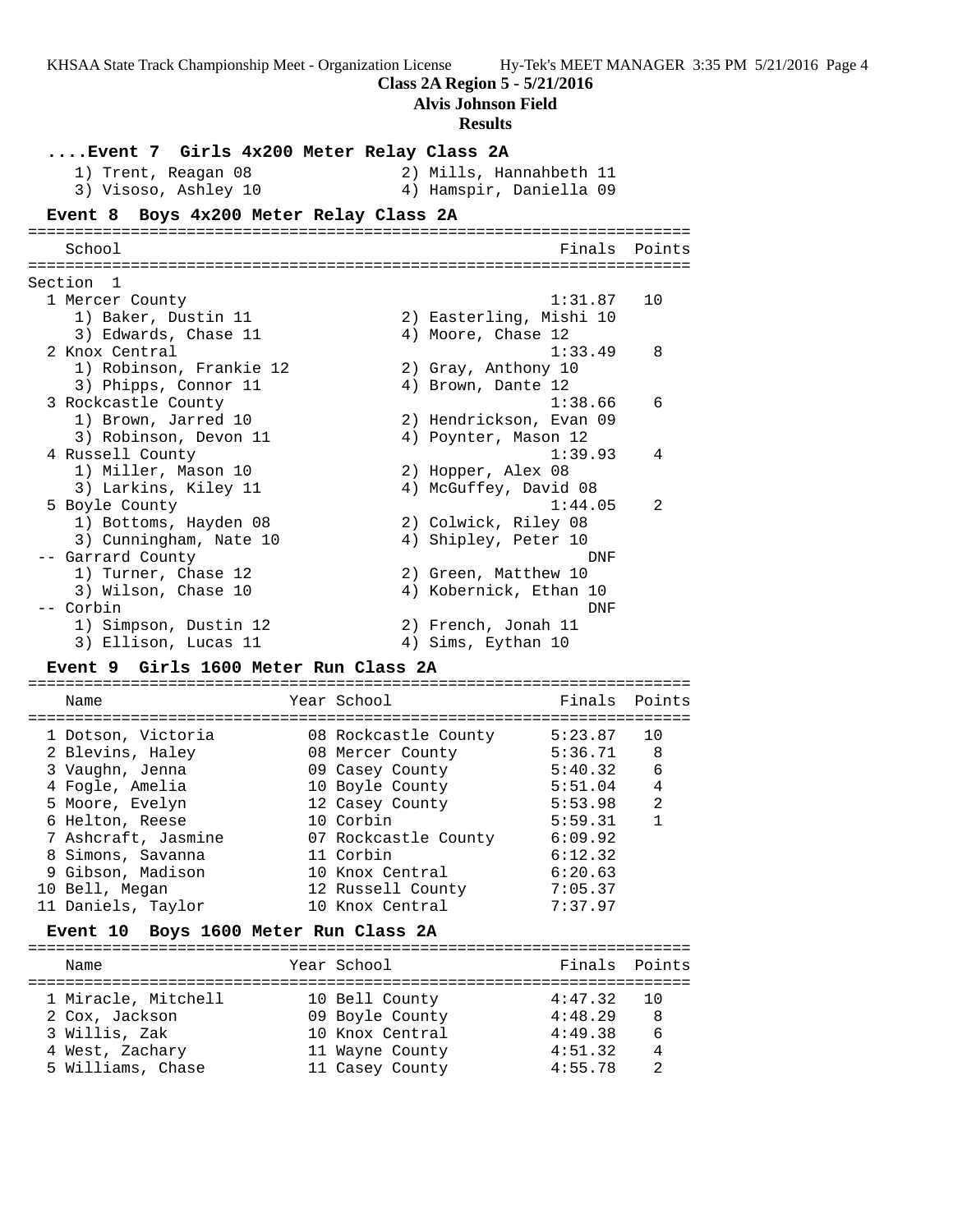**Class 2A Region 5 - 5/21/2016**

**Alvis Johnson Field**

**Results**

### ....Event 7 Girls 4x200 Meter Relay Class 2A

1) Trent, Reagan 08 2) Mills, Hannahbeth 11
3) Visoso, Ashley 10 4) Hamspir, Daniella 09

### Event 8 Boys 4x200 Meter Relay Class 2A

| School | Finals | Points |
|---|---|---|
| **Section 1** | | |
| 1 Mercer County | 1:31.87 | 10 |
| 1) Baker, Dustin 11; 2) Easterling, Mishi 10; 3) Edwards, Chase 11; 4) Moore, Chase 12 | | |
| 2 Knox Central | 1:33.49 | 8 |
| 1) Robinson, Frankie 12; 2) Gray, Anthony 10; 3) Phipps, Connor 11; 4) Brown, Dante 12 | | |
| 3 Rockcastle County | 1:38.66 | 6 |
| 1) Brown, Jarred 10; 2) Hendrickson, Evan 09; 3) Robinson, Devon 11; 4) Poynter, Mason 12 | | |
| 4 Russell County | 1:39.93 | 4 |
| 1) Miller, Mason 10; 2) Hopper, Alex 08; 3) Larkins, Kiley 11; 4) McGuffey, David 08 | | |
| 5 Boyle County | 1:44.05 | 2 |
| 1) Bottoms, Hayden 08; 2) Colwick, Riley 08; 3) Cunningham, Nate 10; 4) Shipley, Peter 10 | | |
| -- Garrard County | DNF | |
| 1) Turner, Chase 12; 2) Green, Matthew 10; 3) Wilson, Chase 10; 4) Kobernick, Ethan 10 | | |
| -- Corbin | DNF | |
| 1) Simpson, Dustin 12; 2) French, Jonah 11; 3) Ellison, Lucas 11; 4) Sims, Eythan 10 | | |

### Event 9 Girls 1600 Meter Run Class 2A

| Name | Year | School | Finals | Points |
|---|---|---|---|---|
| 1 Dotson, Victoria | 08 | Rockcastle County | 5:23.87 | 10 |
| 2 Blevins, Haley | 08 | Mercer County | 5:36.71 | 8 |
| 3 Vaughn, Jenna | 09 | Casey County | 5:40.32 | 6 |
| 4 Fogle, Amelia | 10 | Boyle County | 5:51.04 | 4 |
| 5 Moore, Evelyn | 12 | Casey County | 5:53.98 | 2 |
| 6 Helton, Reese | 10 | Corbin | 5:59.31 | 1 |
| 7 Ashcraft, Jasmine | 07 | Rockcastle County | 6:09.92 | |
| 8 Simons, Savanna | 11 | Corbin | 6:12.32 | |
| 9 Gibson, Madison | 10 | Knox Central | 6:20.63 | |
| 10 Bell, Megan | 12 | Russell County | 7:05.37 | |
| 11 Daniels, Taylor | 10 | Knox Central | 7:37.97 | |

### Event 10 Boys 1600 Meter Run Class 2A

| Name | Year | School | Finals | Points |
|---|---|---|---|---|
| 1 Miracle, Mitchell | 10 | Bell County | 4:47.32 | 10 |
| 2 Cox, Jackson | 09 | Boyle County | 4:48.29 | 8 |
| 3 Willis, Zak | 10 | Knox Central | 4:49.38 | 6 |
| 4 West, Zachary | 11 | Wayne County | 4:51.32 | 4 |
| 5 Williams, Chase | 11 | Casey County | 4:55.78 | 2 |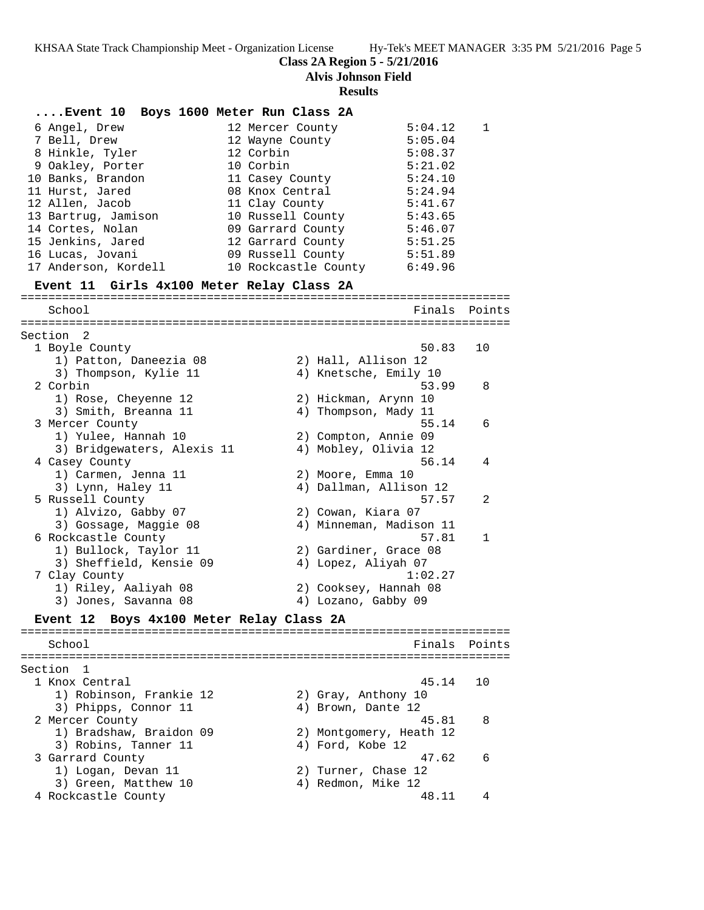# Class 2A Region 5 - 5/21/2016

## Alvis Johnson Field

## Results

### ....Event 10 Boys 1600 Meter Run Class 2A

| Place | Name | Yr | School | Finals | Points |
|---|---|---|---|---|---|
| 6 | Angel, Drew | 12 | Mercer County | 5:04.12 | 1 |
| 7 | Bell, Drew | 12 | Wayne County | 5:05.04 | |
| 8 | Hinkle, Tyler | 12 | Corbin | 5:08.37 | |
| 9 | Oakley, Porter | 10 | Corbin | 5:21.02 | |
| 10 | Banks, Brandon | 11 | Casey County | 5:24.10 | |
| 11 | Hurst, Jared | 08 | Knox Central | 5:24.94 | |
| 12 | Allen, Jacob | 11 | Clay County | 5:41.67 | |
| 13 | Bartrug, Jamison | 10 | Russell County | 5:43.65 | |
| 14 | Cortes, Nolan | 09 | Garrard County | 5:46.07 | |
| 15 | Jenkins, Jared | 12 | Garrard County | 5:51.25 | |
| 16 | Lucas, Jovani | 09 | Russell County | 5:51.89 | |
| 17 | Anderson, Kordell | 10 | Rockcastle County | 6:49.96 | |

### Event 11 Girls 4x100 Meter Relay Class 2A

Section 2

| Place | School | Finals | Points |
|---|---|---|---|
| 1 | Boyle County | 50.83 | 10 |
| | 1) Patton, Daneezia 08; 2) Hall, Allison 12; 3) Thompson, Kylie 11; 4) Knetsche, Emily 10 | | |
| 2 | Corbin | 53.99 | 8 |
| | 1) Rose, Cheyenne 12; 2) Hickman, Arynn 10; 3) Smith, Breanna 11; 4) Thompson, Mady 11 | | |
| 3 | Mercer County | 55.14 | 6 |
| | 1) Yulee, Hannah 10; 2) Compton, Annie 09; 3) Bridgewaters, Alexis 11; 4) Mobley, Olivia 12 | | |
| 4 | Casey County | 56.14 | 4 |
| | 1) Carmen, Jenna 11; 2) Moore, Emma 10; 3) Lynn, Haley 11; 4) Dallman, Allison 12 | | |
| 5 | Russell County | 57.57 | 2 |
| | 1) Alvizo, Gabby 07; 2) Cowan, Kiara 07; 3) Gossage, Maggie 08; 4) Minneman, Madison 11 | | |
| 6 | Rockcastle County | 57.81 | 1 |
| | 1) Bullock, Taylor 11; 2) Gardiner, Grace 08; 3) Sheffield, Kensie 09; 4) Lopez, Aliyah 07 | | |
| 7 | Clay County | 1:02.27 | |
| | 1) Riley, Aaliyah 08; 2) Cooksey, Hannah 08; 3) Jones, Savanna 08; 4) Lozano, Gabby 09 | | |

### Event 12 Boys 4x100 Meter Relay Class 2A

Section 1

| Place | School | Finals | Points |
|---|---|---|---|
| 1 | Knox Central | 45.14 | 10 |
| | 1) Robinson, Frankie 12; 2) Gray, Anthony 10; 3) Phipps, Connor 11; 4) Brown, Dante 12 | | |
| 2 | Mercer County | 45.81 | 8 |
| | 1) Bradshaw, Braidon 09; 2) Montgomery, Heath 12; 3) Robins, Tanner 11; 4) Ford, Kobe 12 | | |
| 3 | Garrard County | 47.62 | 6 |
| | 1) Logan, Devan 11; 2) Turner, Chase 12; 3) Green, Matthew 10; 4) Redmon, Mike 12 | | |
| 4 | Rockcastle County | 48.11 | 4 |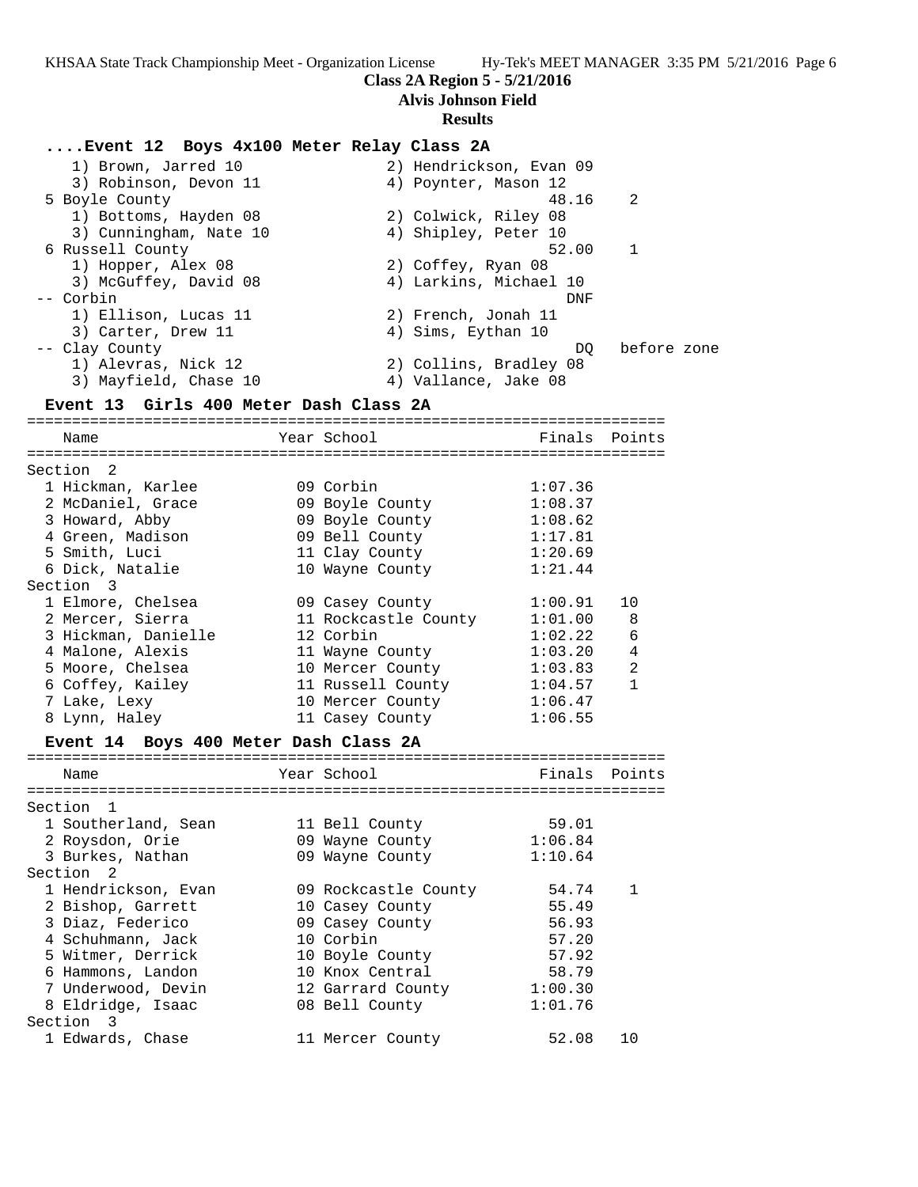**Class 2A Region 5 - 5/21/2016**
**Alvis Johnson Field**
**Results**

### ....Event 12 Boys 4x100 Meter Relay Class 2A

```
    1) Brown, Jarred 10               2) Hendrickson, Evan 09
    3) Robinson, Devon 11             4) Poynter, Mason 12
  5 Boyle County                                  48.16    2
    1) Bottoms, Hayden 08             2) Colwick, Riley 08
    3) Cunningham, Nate 10            4) Shipley, Peter 10
  6 Russell County                                52.00    1
    1) Hopper, Alex 08                2) Coffey, Ryan 08
    3) McGuffey, David 08             4) Larkins, Michael 10
 -- Corbin                                          DNF
    1) Ellison, Lucas 11              2) French, Jonah 11
    3) Carter, Drew 11                4) Sims, Eythan 10
 -- Clay County                                      DQ   before zone
    1) Alevras, Nick 12               2) Collins, Bradley 08
    3) Mayfield, Chase 10             4) Vallance, Jake 08
```

### Event 13 Girls 400 Meter Dash Class 2A

| Name | Year | School | Finals | Points |
|---|---|---|---|---|
| **Section 2** | | | | |
| 1 Hickman, Karlee | 09 | Corbin | 1:07.36 | |
| 2 McDaniel, Grace | 09 | Boyle County | 1:08.37 | |
| 3 Howard, Abby | 09 | Boyle County | 1:08.62 | |
| 4 Green, Madison | 09 | Bell County | 1:17.81 | |
| 5 Smith, Luci | 11 | Clay County | 1:20.69 | |
| 6 Dick, Natalie | 10 | Wayne County | 1:21.44 | |
| **Section 3** | | | | |
| 1 Elmore, Chelsea | 09 | Casey County | 1:00.91 | 10 |
| 2 Mercer, Sierra | 11 | Rockcastle County | 1:01.00 | 8 |
| 3 Hickman, Danielle | 12 | Corbin | 1:02.22 | 6 |
| 4 Malone, Alexis | 11 | Wayne County | 1:03.20 | 4 |
| 5 Moore, Chelsea | 10 | Mercer County | 1:03.83 | 2 |
| 6 Coffey, Kailey | 11 | Russell County | 1:04.57 | 1 |
| 7 Lake, Lexy | 10 | Mercer County | 1:06.47 | |
| 8 Lynn, Haley | 11 | Casey County | 1:06.55 | |

### Event 14 Boys 400 Meter Dash Class 2A

| Name | Year | School | Finals | Points |
|---|---|---|---|---|
| **Section 1** | | | | |
| 1 Southerland, Sean | 11 | Bell County | 59.01 | |
| 2 Roysdon, Orie | 09 | Wayne County | 1:06.84 | |
| 3 Burkes, Nathan | 09 | Wayne County | 1:10.64 | |
| **Section 2** | | | | |
| 1 Hendrickson, Evan | 09 | Rockcastle County | 54.74 | 1 |
| 2 Bishop, Garrett | 10 | Casey County | 55.49 | |
| 3 Diaz, Federico | 09 | Casey County | 56.93 | |
| 4 Schuhmann, Jack | 10 | Corbin | 57.20 | |
| 5 Witmer, Derrick | 10 | Boyle County | 57.92 | |
| 6 Hammons, Landon | 10 | Knox Central | 58.79 | |
| 7 Underwood, Devin | 12 | Garrard County | 1:00.30 | |
| 8 Eldridge, Isaac | 08 | Bell County | 1:01.76 | |
| **Section 3** | | | | |
| 1 Edwards, Chase | 11 | Mercer County | 52.08 | 10 |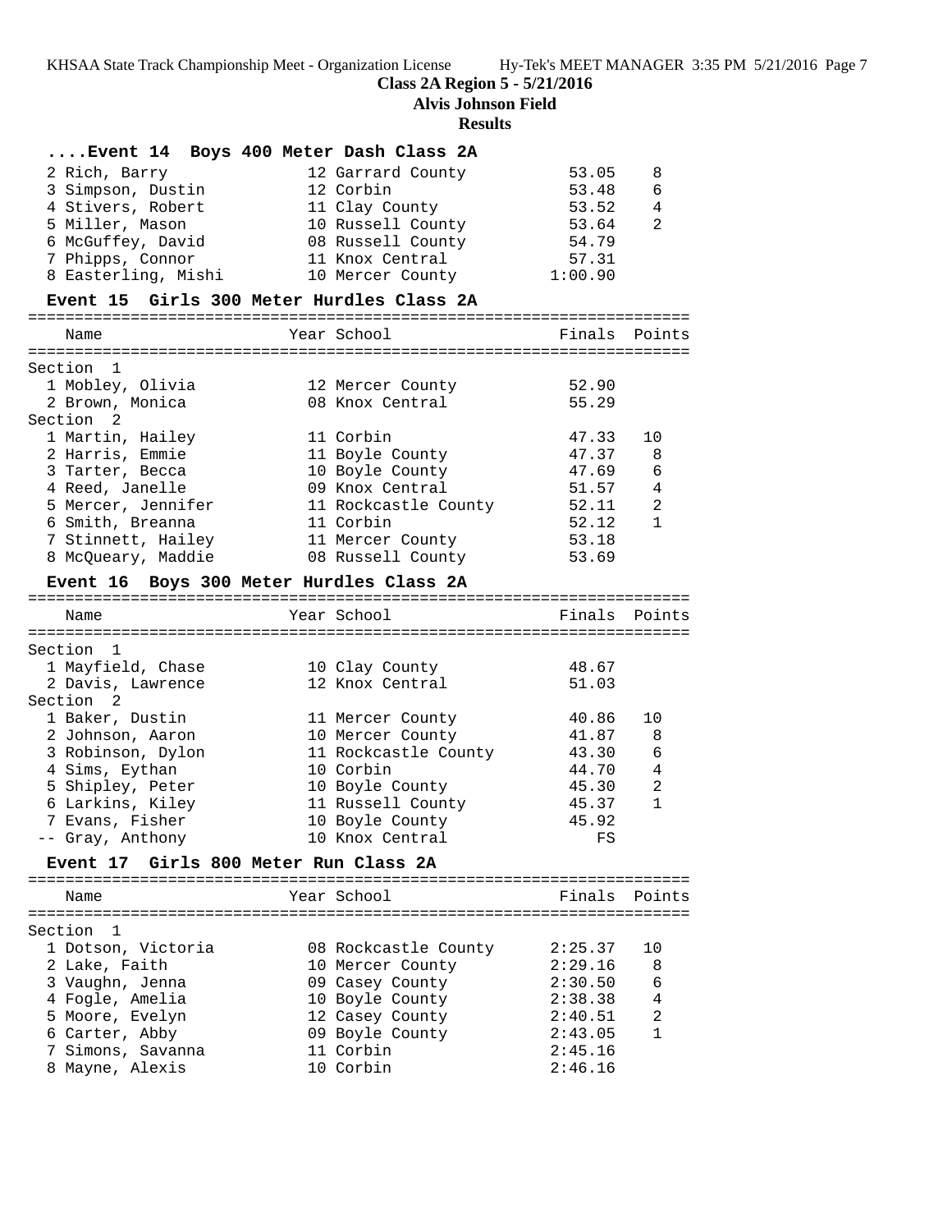**Class 2A Region 5 - 5/21/2016**

**Alvis Johnson Field**

**Results**

### ....Event 14 Boys 400 Meter Dash Class 2A

| Place | Name | Year | School | Finals | Points |
|---|---|---|---|---|---|
| 2 | Rich, Barry | 12 | Garrard County | 53.05 | 8 |
| 3 | Simpson, Dustin | 12 | Corbin | 53.48 | 6 |
| 4 | Stivers, Robert | 11 | Clay County | 53.52 | 4 |
| 5 | Miller, Mason | 10 | Russell County | 53.64 | 2 |
| 6 | McGuffey, David | 08 | Russell County | 54.79 | |
| 7 | Phipps, Connor | 11 | Knox Central | 57.31 | |
| 8 | Easterling, Mishi | 10 | Mercer County | 1:00.90 | |

### Event 15 Girls 300 Meter Hurdles Class 2A

| Place | Name | Year | School | Finals | Points |
|---|---|---|---|---|---|
| **Section 1** | | | | | |
| 1 | Mobley, Olivia | 12 | Mercer County | 52.90 | |
| 2 | Brown, Monica | 08 | Knox Central | 55.29 | |
| **Section 2** | | | | | |
| 1 | Martin, Hailey | 11 | Corbin | 47.33 | 10 |
| 2 | Harris, Emmie | 11 | Boyle County | 47.37 | 8 |
| 3 | Tarter, Becca | 10 | Boyle County | 47.69 | 6 |
| 4 | Reed, Janelle | 09 | Knox Central | 51.57 | 4 |
| 5 | Mercer, Jennifer | 11 | Rockcastle County | 52.11 | 2 |
| 6 | Smith, Breanna | 11 | Corbin | 52.12 | 1 |
| 7 | Stinnett, Hailey | 11 | Mercer County | 53.18 | |
| 8 | McQueary, Maddie | 08 | Russell County | 53.69 | |

### Event 16 Boys 300 Meter Hurdles Class 2A

| Place | Name | Year | School | Finals | Points |
|---|---|---|---|---|---|
| **Section 1** | | | | | |
| 1 | Mayfield, Chase | 10 | Clay County | 48.67 | |
| 2 | Davis, Lawrence | 12 | Knox Central | 51.03 | |
| **Section 2** | | | | | |
| 1 | Baker, Dustin | 11 | Mercer County | 40.86 | 10 |
| 2 | Johnson, Aaron | 10 | Mercer County | 41.87 | 8 |
| 3 | Robinson, Dylon | 11 | Rockcastle County | 43.30 | 6 |
| 4 | Sims, Eythan | 10 | Corbin | 44.70 | 4 |
| 5 | Shipley, Peter | 10 | Boyle County | 45.30 | 2 |
| 6 | Larkins, Kiley | 11 | Russell County | 45.37 | 1 |
| 7 | Evans, Fisher | 10 | Boyle County | 45.92 | |
| -- | Gray, Anthony | 10 | Knox Central | FS | |

### Event 17 Girls 800 Meter Run Class 2A

| Place | Name | Year | School | Finals | Points |
|---|---|---|---|---|---|
| **Section 1** | | | | | |
| 1 | Dotson, Victoria | 08 | Rockcastle County | 2:25.37 | 10 |
| 2 | Lake, Faith | 10 | Mercer County | 2:29.16 | 8 |
| 3 | Vaughn, Jenna | 09 | Casey County | 2:30.50 | 6 |
| 4 | Fogle, Amelia | 10 | Boyle County | 2:38.38 | 4 |
| 5 | Moore, Evelyn | 12 | Casey County | 2:40.51 | 2 |
| 6 | Carter, Abby | 09 | Boyle County | 2:43.05 | 1 |
| 7 | Simons, Savanna | 11 | Corbin | 2:45.16 | |
| 8 | Mayne, Alexis | 10 | Corbin | 2:46.16 | |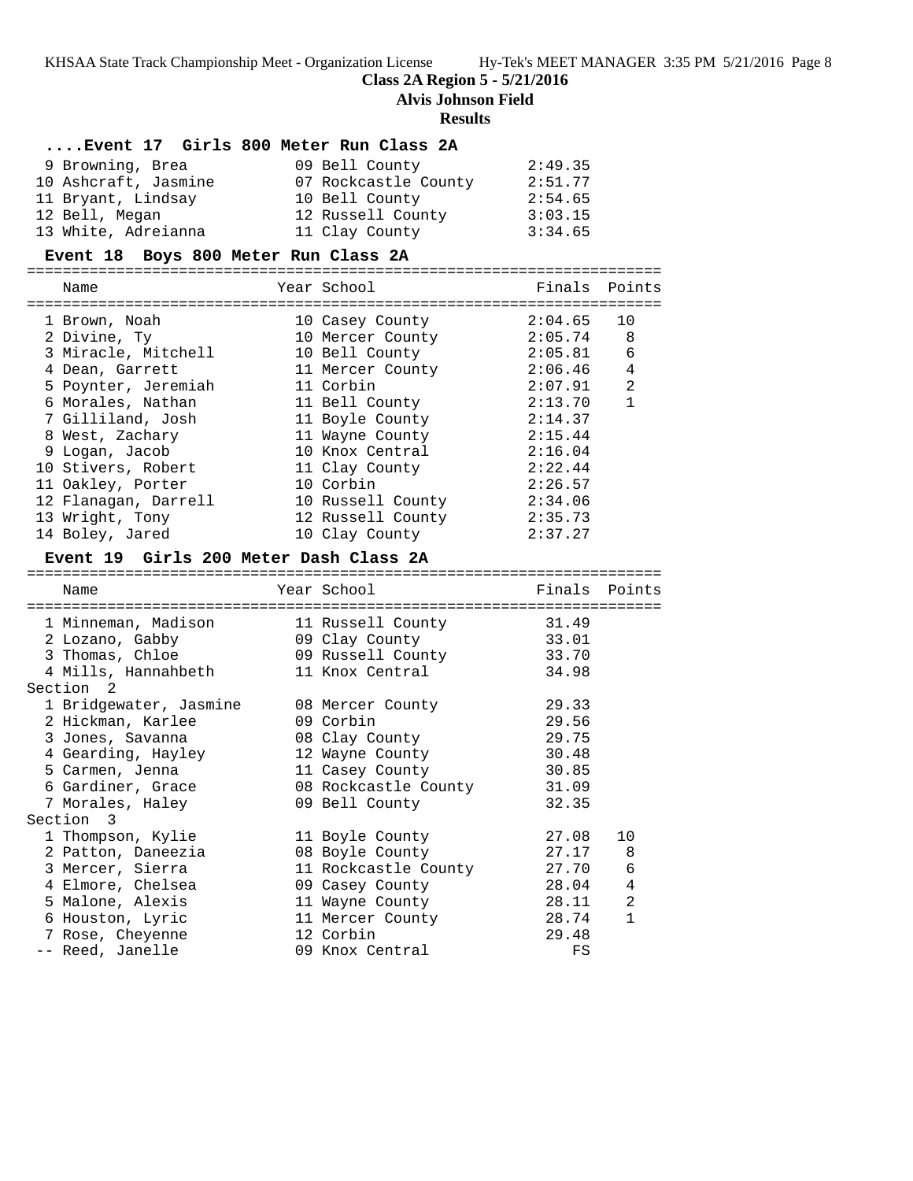## Class 2A Region 5 - 5/21/2016

**Alvis Johnson Field**

**Results**

### ....Event 17 Girls 800 Meter Run Class 2A

| Place | Name | Year | School | Finals |
|---|---|---|---|---|
| 9 | Browning, Brea | 09 | Bell County | 2:49.35 |
| 10 | Ashcraft, Jasmine | 07 | Rockcastle County | 2:51.77 |
| 11 | Bryant, Lindsay | 10 | Bell County | 2:54.65 |
| 12 | Bell, Megan | 12 | Russell County | 3:03.15 |
| 13 | White, Adreianna | 11 | Clay County | 3:34.65 |

### Event 18 Boys 800 Meter Run Class 2A

| Place | Name | Year | School | Finals | Points |
|---|---|---|---|---|---|
| 1 | Brown, Noah | 10 | Casey County | 2:04.65 | 10 |
| 2 | Divine, Ty | 10 | Mercer County | 2:05.74 | 8 |
| 3 | Miracle, Mitchell | 10 | Bell County | 2:05.81 | 6 |
| 4 | Dean, Garrett | 11 | Mercer County | 2:06.46 | 4 |
| 5 | Poynter, Jeremiah | 11 | Corbin | 2:07.91 | 2 |
| 6 | Morales, Nathan | 11 | Bell County | 2:13.70 | 1 |
| 7 | Gilliland, Josh | 11 | Boyle County | 2:14.37 | |
| 8 | West, Zachary | 11 | Wayne County | 2:15.44 | |
| 9 | Logan, Jacob | 10 | Knox Central | 2:16.04 | |
| 10 | Stivers, Robert | 11 | Clay County | 2:22.44 | |
| 11 | Oakley, Porter | 10 | Corbin | 2:26.57 | |
| 12 | Flanagan, Darrell | 10 | Russell County | 2:34.06 | |
| 13 | Wright, Tony | 12 | Russell County | 2:35.73 | |
| 14 | Boley, Jared | 10 | Clay County | 2:37.27 | |

### Event 19 Girls 200 Meter Dash Class 2A

| Place | Name | Year | School | Finals | Points |
|---|---|---|---|---|---|
| 1 | Minneman, Madison | 11 | Russell County | 31.49 | |
| 2 | Lozano, Gabby | 09 | Clay County | 33.01 | |
| 3 | Thomas, Chloe | 09 | Russell County | 33.70 | |
| 4 | Mills, Hannahbeth | 11 | Knox Central | 34.98 | |
| **Section 2** | | | | | |
| 1 | Bridgewater, Jasmine | 08 | Mercer County | 29.33 | |
| 2 | Hickman, Karlee | 09 | Corbin | 29.56 | |
| 3 | Jones, Savanna | 08 | Clay County | 29.75 | |
| 4 | Gearding, Hayley | 12 | Wayne County | 30.48 | |
| 5 | Carmen, Jenna | 11 | Casey County | 30.85 | |
| 6 | Gardiner, Grace | 08 | Rockcastle County | 31.09 | |
| 7 | Morales, Haley | 09 | Bell County | 32.35 | |
| **Section 3** | | | | | |
| 1 | Thompson, Kylie | 11 | Boyle County | 27.08 | 10 |
| 2 | Patton, Daneezia | 08 | Boyle County | 27.17 | 8 |
| 3 | Mercer, Sierra | 11 | Rockcastle County | 27.70 | 6 |
| 4 | Elmore, Chelsea | 09 | Casey County | 28.04 | 4 |
| 5 | Malone, Alexis | 11 | Wayne County | 28.11 | 2 |
| 6 | Houston, Lyric | 11 | Mercer County | 28.74 | 1 |
| 7 | Rose, Cheyenne | 12 | Corbin | 29.48 | |
| -- | Reed, Janelle | 09 | Knox Central | FS | |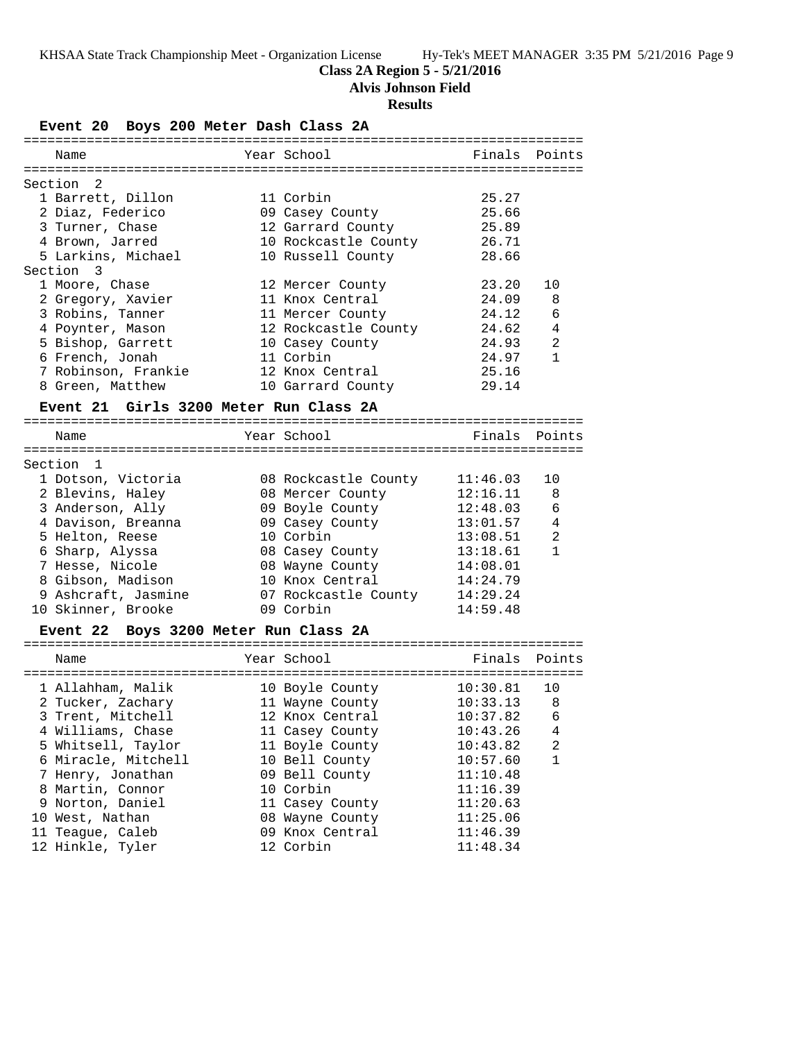**Class 2A Region 5 - 5/21/2016**

**Alvis Johnson Field**

**Results**

### Event 20 Boys 200 Meter Dash Class 2A

| Name | Year | School | Finals | Points |
|---|---|---|---|---|
| **Section 2** | | | | |
| 1 Barrett, Dillon | 11 | Corbin | 25.27 | |
| 2 Diaz, Federico | 09 | Casey County | 25.66 | |
| 3 Turner, Chase | 12 | Garrard County | 25.89 | |
| 4 Brown, Jarred | 10 | Rockcastle County | 26.71 | |
| 5 Larkins, Michael | 10 | Russell County | 28.66 | |
| **Section 3** | | | | |
| 1 Moore, Chase | 12 | Mercer County | 23.20 | 10 |
| 2 Gregory, Xavier | 11 | Knox Central | 24.09 | 8 |
| 3 Robins, Tanner | 11 | Mercer County | 24.12 | 6 |
| 4 Poynter, Mason | 12 | Rockcastle County | 24.62 | 4 |
| 5 Bishop, Garrett | 10 | Casey County | 24.93 | 2 |
| 6 French, Jonah | 11 | Corbin | 24.97 | 1 |
| 7 Robinson, Frankie | 12 | Knox Central | 25.16 | |
| 8 Green, Matthew | 10 | Garrard County | 29.14 | |

### Event 21 Girls 3200 Meter Run Class 2A

| Name | Year | School | Finals | Points |
|---|---|---|---|---|
| **Section 1** | | | | |
| 1 Dotson, Victoria | 08 | Rockcastle County | 11:46.03 | 10 |
| 2 Blevins, Haley | 08 | Mercer County | 12:16.11 | 8 |
| 3 Anderson, Ally | 09 | Boyle County | 12:48.03 | 6 |
| 4 Davison, Breanna | 09 | Casey County | 13:01.57 | 4 |
| 5 Helton, Reese | 10 | Corbin | 13:08.51 | 2 |
| 6 Sharp, Alyssa | 08 | Casey County | 13:18.61 | 1 |
| 7 Hesse, Nicole | 08 | Wayne County | 14:08.01 | |
| 8 Gibson, Madison | 10 | Knox Central | 14:24.79 | |
| 9 Ashcraft, Jasmine | 07 | Rockcastle County | 14:29.24 | |
| 10 Skinner, Brooke | 09 | Corbin | 14:59.48 | |

### Event 22 Boys 3200 Meter Run Class 2A

| Name | Year | School | Finals | Points |
|---|---|---|---|---|
| 1 Allahham, Malik | 10 | Boyle County | 10:30.81 | 10 |
| 2 Tucker, Zachary | 11 | Wayne County | 10:33.13 | 8 |
| 3 Trent, Mitchell | 12 | Knox Central | 10:37.82 | 6 |
| 4 Williams, Chase | 11 | Casey County | 10:43.26 | 4 |
| 5 Whitsell, Taylor | 11 | Boyle County | 10:43.82 | 2 |
| 6 Miracle, Mitchell | 10 | Bell County | 10:57.60 | 1 |
| 7 Henry, Jonathan | 09 | Bell County | 11:10.48 | |
| 8 Martin, Connor | 10 | Corbin | 11:16.39 | |
| 9 Norton, Daniel | 11 | Casey County | 11:20.63 | |
| 10 West, Nathan | 08 | Wayne County | 11:25.06 | |
| 11 Teague, Caleb | 09 | Knox Central | 11:46.39 | |
| 12 Hinkle, Tyler | 12 | Corbin | 11:48.34 | |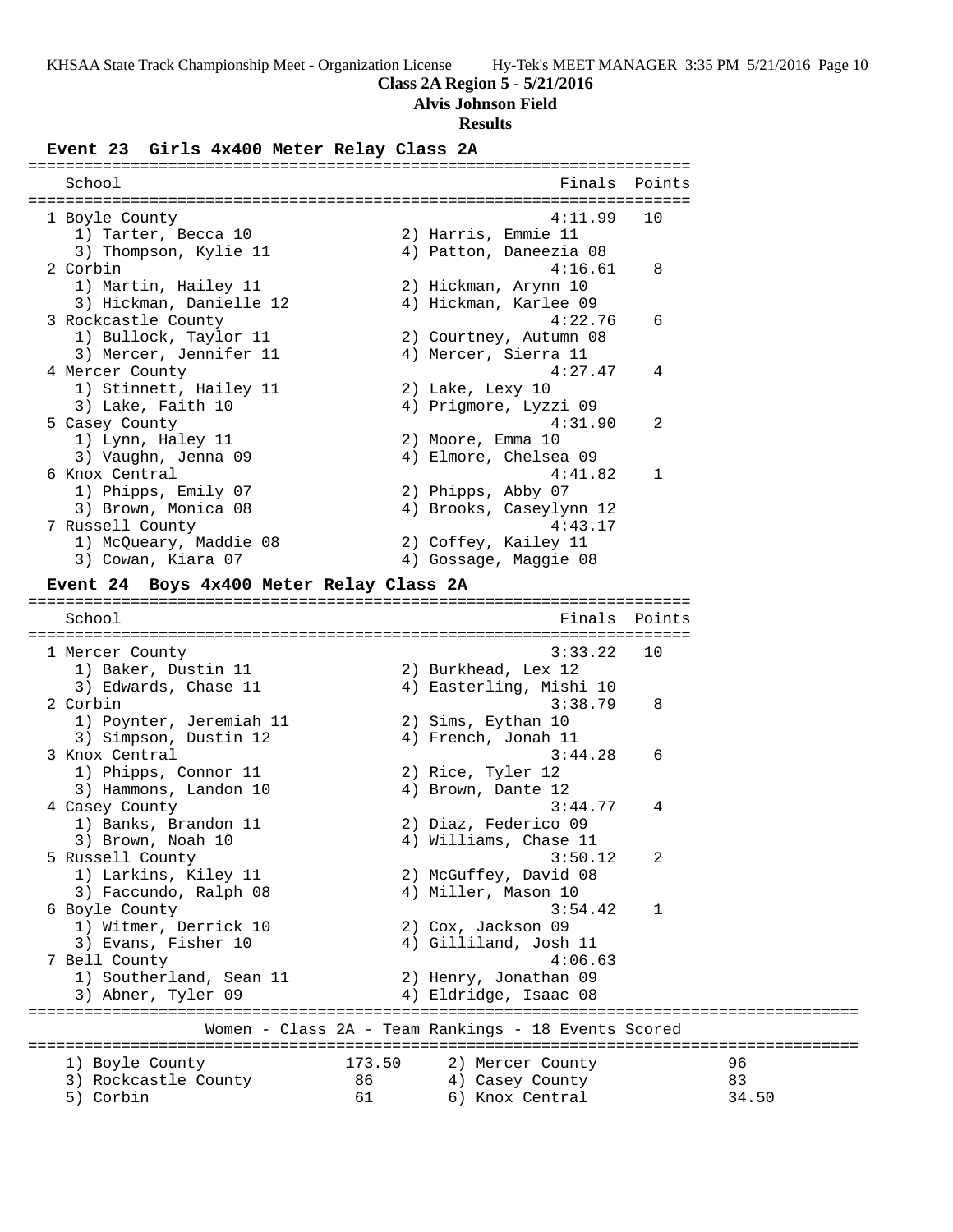**Class 2A Region 5 - 5/21/2016**
**Alvis Johnson Field**
**Results**

### Event 23 Girls 4x400 Meter Relay Class 2A

| Place | School | Finals | Points |
|---|---|---|---|
| 1 | Boyle County | 4:11.99 | 10 |
| | 1) Tarter, Becca 10; 2) Harris, Emmie 11; 3) Thompson, Kylie 11; 4) Patton, Daneezia 08 | | |
| 2 | Corbin | 4:16.61 | 8 |
| | 1) Martin, Hailey 11; 2) Hickman, Arynn 10; 3) Hickman, Danielle 12; 4) Hickman, Karlee 09 | | |
| 3 | Rockcastle County | 4:22.76 | 6 |
| | 1) Bullock, Taylor 11; 2) Courtney, Autumn 08; 3) Mercer, Jennifer 11; 4) Mercer, Sierra 11 | | |
| 4 | Mercer County | 4:27.47 | 4 |
| | 1) Stinnett, Hailey 11; 2) Lake, Lexy 10; 3) Lake, Faith 10; 4) Prigmore, Lyzzi 09 | | |
| 5 | Casey County | 4:31.90 | 2 |
| | 1) Lynn, Haley 11; 2) Moore, Emma 10; 3) Vaughn, Jenna 09; 4) Elmore, Chelsea 09 | | |
| 6 | Knox Central | 4:41.82 | 1 |
| | 1) Phipps, Emily 07; 2) Phipps, Abby 07; 3) Brown, Monica 08; 4) Brooks, Caseylynn 12 | | |
| 7 | Russell County | 4:43.17 | |
| | 1) McQueary, Maddie 08; 2) Coffey, Kailey 11; 3) Cowan, Kiara 07; 4) Gossage, Maggie 08 | | |

### Event 24 Boys 4x400 Meter Relay Class 2A

| Place | School | Finals | Points |
|---|---|---|---|
| 1 | Mercer County | 3:33.22 | 10 |
| | 1) Baker, Dustin 11; 2) Burkhead, Lex 12; 3) Edwards, Chase 11; 4) Easterling, Mishi 10 | | |
| 2 | Corbin | 3:38.79 | 8 |
| | 1) Poynter, Jeremiah 11; 2) Sims, Eythan 10; 3) Simpson, Dustin 12; 4) French, Jonah 11 | | |
| 3 | Knox Central | 3:44.28 | 6 |
| | 1) Phipps, Connor 11; 2) Rice, Tyler 12; 3) Hammons, Landon 10; 4) Brown, Dante 12 | | |
| 4 | Casey County | 3:44.77 | 4 |
| | 1) Banks, Brandon 11; 2) Diaz, Federico 09; 3) Brown, Noah 10; 4) Williams, Chase 11 | | |
| 5 | Russell County | 3:50.12 | 2 |
| | 1) Larkins, Kiley 11; 2) McGuffey, David 08; 3) Faccundo, Ralph 08; 4) Miller, Mason 10 | | |
| 6 | Boyle County | 3:54.42 | 1 |
| | 1) Witmer, Derrick 10; 2) Cox, Jackson 09; 3) Evans, Fisher 10; 4) Gilliland, Josh 11 | | |
| 7 | Bell County | 4:06.63 | |
| | 1) Southerland, Sean 11; 2) Henry, Jonathan 09; 3) Abner, Tyler 09; 4) Eldridge, Isaac 08 | | |

### Women - Class 2A - Team Rankings - 18 Events Scored

| Rank | Team | Points | Rank | Team | Points |
|---|---|---|---|---|---|
| 1) | Boyle County | 173.50 | 2) | Mercer County | 96 |
| 3) | Rockcastle County | 86 | 4) | Casey County | 83 |
| 5) | Corbin | 61 | 6) | Knox Central | 34.50 |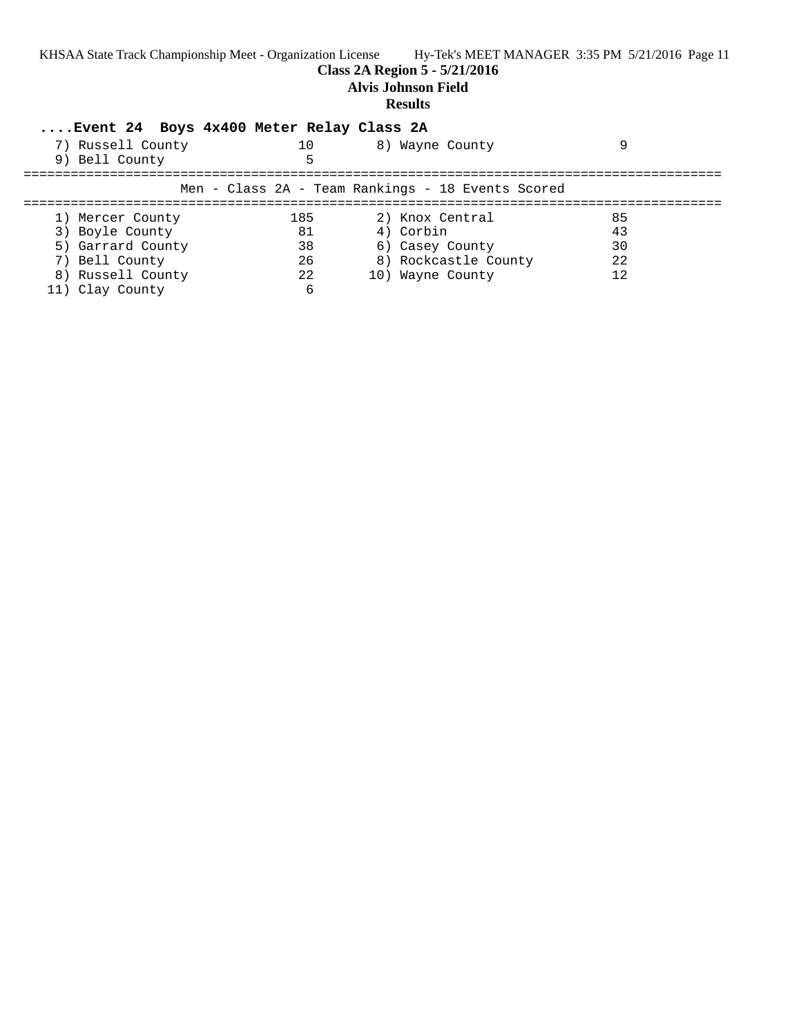## ....Event 24 Boys 4x400 Meter Relay Class 2A

| | | | |
|---|---|---|---|
| 7) Russell County | 10 | 8) Wayne County | 9 |
| 9) Bell County | 5 | | |

## Men - Class 2A - Team Rankings - 18 Events Scored

| | | | |
|---|---|---|---|
| 1) Mercer County | 185 | 2) Knox Central | 85 |
| 3) Boyle County | 81 | 4) Corbin | 43 |
| 5) Garrard County | 38 | 6) Casey County | 30 |
| 7) Bell County | 26 | 8) Rockcastle County | 22 |
| 8) Russell County | 22 | 10) Wayne County | 12 |
| 11) Clay County | 6 | | |